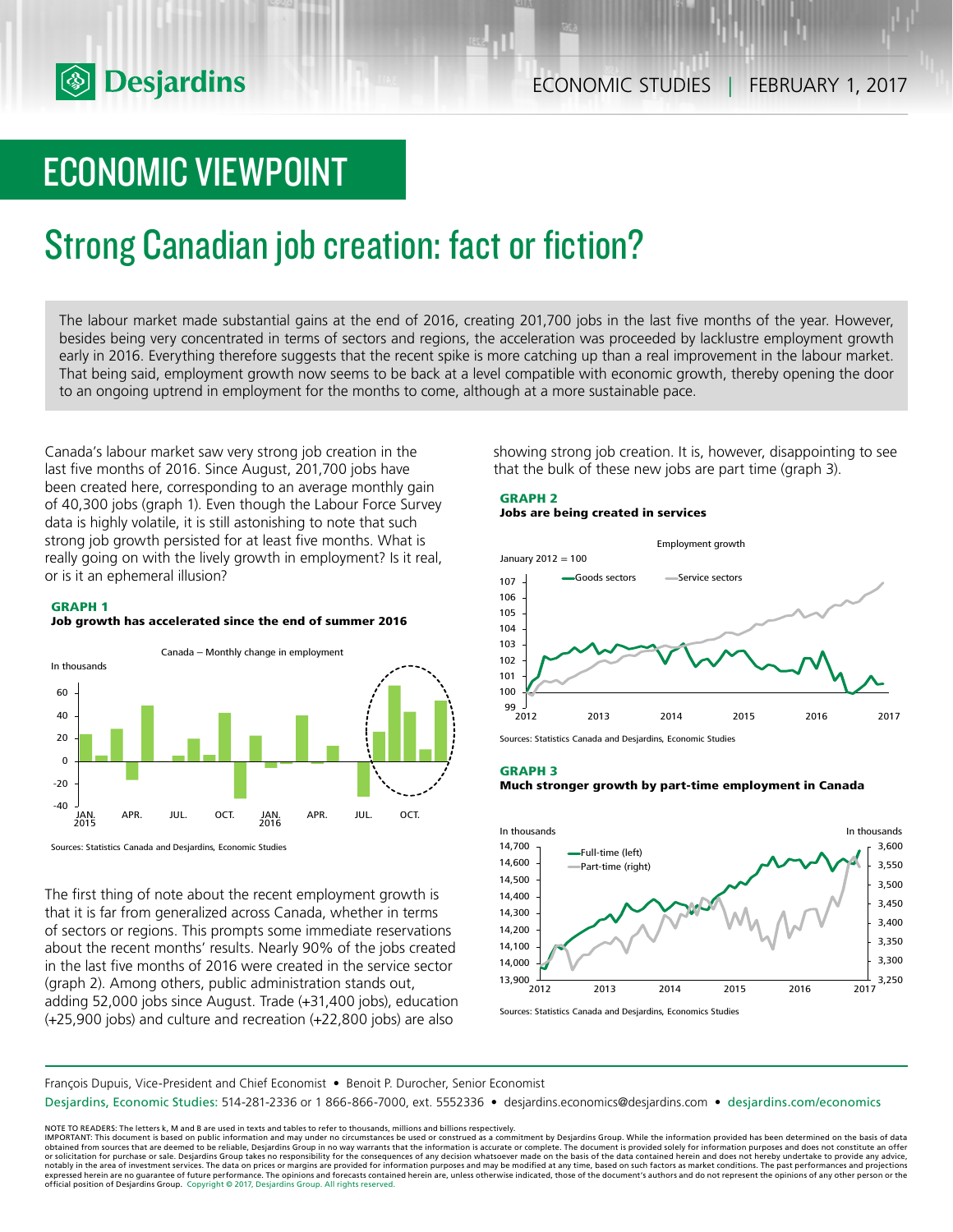# ECONOMIC VIEWPOINT

## Strong Canadian job creation: fact or fiction?

The labour market made substantial gains at the end of 2016, creating 201,700 jobs in the last five months of the year. However, besides being very concentrated in terms of sectors and regions, the acceleration was proceeded by lacklustre employment growth early in 2016. Everything therefore suggests that the recent spike is more catching up than a real improvement in the labour market. That being said, employment growth now seems to be back at a level compatible with economic growth, thereby opening the door to an ongoing uptrend in employment for the months to come, although at a more sustainable pace.

Canada's labour market saw very strong job creation in the last five months of 2016. Since August, 201,700 jobs have been created here, corresponding to an average monthly gain of 40,300 jobs (graph 1). Even though the Labour Force Survey data is highly volatile, it is still astonishing to note that such strong job growth persisted for at least five months. What is really going on with the lively growth in employment? Is it real, or is it an ephemeral illusion?

**GRAPH 1**
**Job growth has accelerated since the end of summer 2016**

Sources: Statistics Canada and Desjardins, Economic Studies

The first thing of note about the recent employment growth is that it is far from generalized across Canada, whether in terms of sectors or regions. This prompts some immediate reservations about the recent months' results. Nearly 90% of the jobs created in the last five months of 2016 were created in the service sector (graph 2). Among others, public administration stands out, adding 52,000 jobs since August. Trade (+31,400 jobs), education (+25,900 jobs) and culture and recreation (+22,800 jobs) are also showing strong job creation. It is, however, disappointing to see that the bulk of these new jobs are part time (graph 3).

**GRAPH 2**
**Jobs are being created in services**

Sources: Statistics Canada and Desjardins, Economic Studies

**GRAPH 3**
**Much stronger growth by part-time employment in Canada**

Sources: Statistics Canada and Desjardins, Economics Studies

François Dupuis, Vice-President and Chief Economist • Benoit P. Durocher, Senior Economist

Desjardins, Economic Studies: 514-281-2336 or 1 866-866-7000, ext. 5552336 • desjardins.economics@desjardins.com • desjardins.com/economics

NOTE TO READERS: The letters k, M and B are used in texts and tables to refer to thousands, millions and billions respectively.
IMPORTANT: This document is based on public information and may under no circumstances be used or construed as a commitment by Desjardins Group. While the information provided has been determined on the basis of data obtained from sources that are deemed to be reliable, Desjardins Group in no way warrants that the information is accurate or complete. The document is provided solely for information purposes and does not constitute an offer or solicitation for purchase or sale. Desjardins Group takes no responsibility for the consequences of any decision whatsoever made on the basis of the data contained herein and does not hereby undertake to provide any advice, notably in the area of investment services. The data on prices or margins are provided for information purposes and may be modified at any time, based on such factors as market conditions. The past performances and projections expressed herein are no guarantee of future performance. The opinions and forecasts contained herein are, unless otherwise indicated, those of the document's authors and do not represent the opinions of any other person or the official position of Desjardins Group. Copyright © 2017, Desjardins Group. All rights reserved.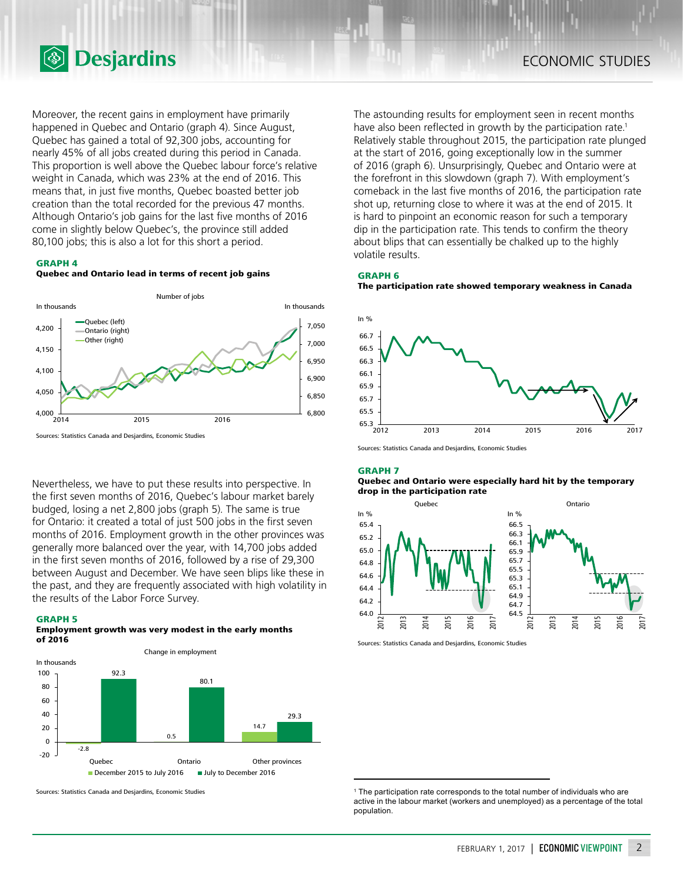Moreover, the recent gains in employment have primarily happened in Quebec and Ontario (graph 4). Since August, Quebec has gained a total of 92,300 jobs, accounting for nearly 45% of all jobs created during this period in Canada. This proportion is well above the Quebec labour force's relative weight in Canada, which was 23% at the end of 2016. This means that, in just five months, Quebec boasted better job creation than the total recorded for the previous 47 months. Although Ontario's job gains for the last five months of 2016 come in slightly below Quebec's, the province still added 80,100 jobs; this is also a lot for this short a period.

**GRAPH 4**
**Quebec and Ontario lead in terms of recent job gains**

Sources: Statistics Canada and Desjardins, Economic Studies

Nevertheless, we have to put these results into perspective. In the first seven months of 2016, Quebec's labour market barely budged, losing a net 2,800 jobs (graph 5). The same is true for Ontario: it created a total of just 500 jobs in the first seven months of 2016. Employment growth in the other provinces was generally more balanced over the year, with 14,700 jobs added in the first seven months of 2016, followed by a rise of 29,300 between August and December. We have seen blips like these in the past, and they are frequently associated with high volatility in the results of the Labor Force Survey.

**GRAPH 5**
**Employment growth was very modest in the early months of 2016**

Change in employment (in thousands)

| | December 2015 to July 2016 | July to December 2016 |
|---|---|---|
| Quebec | -2.8 | 92.3 |
| Ontario | 0.5 | 80.1 |
| Other provinces | 14.7 | 29.3 |

Sources: Statistics Canada and Desjardins, Economic Studies

The astounding results for employment seen in recent months have also been reflected in growth by the participation rate.[1] Relatively stable throughout 2015, the participation rate plunged at the start of 2016, going exceptionally low in the summer of 2016 (graph 6). Unsurprisingly, Quebec and Ontario were at the forefront in this slowdown (graph 7). With employment's comeback in the last five months of 2016, the participation rate shot up, returning close to where it was at the end of 2015. It is hard to pinpoint an economic reason for such a temporary dip in the participation rate. This tends to confirm the theory about blips that can essentially be chalked up to the highly volatile results.

**GRAPH 6**
**The participation rate showed temporary weakness in Canada**

Sources: Statistics Canada and Desjardins, Economic Studies

**GRAPH 7**
**Quebec and Ontario were especially hard hit by the temporary drop in the participation rate**

Sources: Statistics Canada and Desjardins, Economic Studies

[1] The participation rate corresponds to the total number of individuals who are active in the labour market (workers and unemployed) as a percentage of the total population.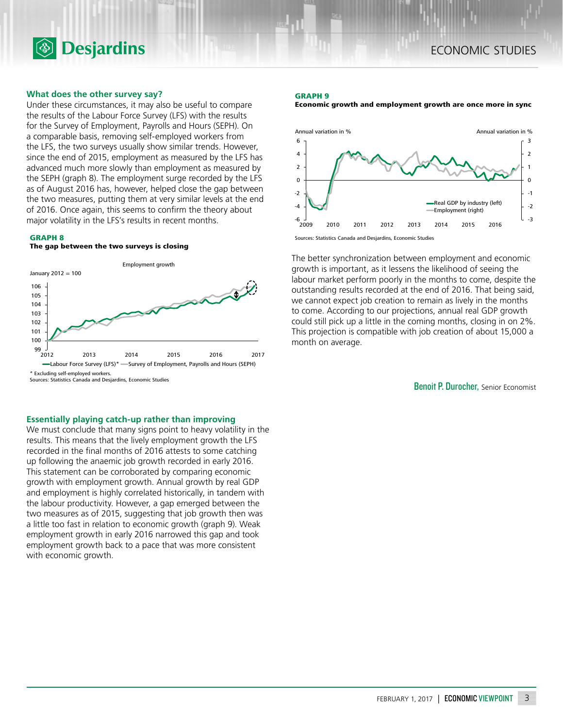### What does the other survey say?

Under these circumstances, it may also be useful to compare the results of the Labour Force Survey (LFS) with the results for the Survey of Employment, Payrolls and Hours (SEPH). On a comparable basis, removing self-employed workers from the LFS, the two surveys usually show similar trends. However, since the end of 2015, employment as measured by the LFS has advanced much more slowly than employment as measured by the SEPH (graph 8). The employment surge recorded by the LFS as of August 2016 has, however, helped close the gap between the two measures, putting them at very similar levels at the end of 2016. Once again, this seems to confirm the theory about major volatility in the LFS's results in recent months.

**GRAPH 8**
**The gap between the two surveys is closing**

Employment growth
January 2012 = 100
106
105
104
103
102
101
100
99
2012 2013 2014 2015 2016 2017
Labour Force Survey (LFS)* Survey of Employment, Payrolls and Hours (SEPH)

\* Excluding self-employed workers.
Sources: Statistics Canada and Desjardins, Economic Studies

### Essentially playing catch-up rather than improving

We must conclude that many signs point to heavy volatility in the results. This means that the lively employment growth the LFS recorded in the final months of 2016 attests to some catching up following the anaemic job growth recorded in early 2016. This statement can be corroborated by comparing economic growth with employment growth. Annual growth by real GDP and employment is highly correlated historically, in tandem with the labour productivity. However, a gap emerged between the two measures as of 2015, suggesting that job growth then was a little too fast in relation to economic growth (graph 9). Weak employment growth in early 2016 narrowed this gap and took employment growth back to a pace that was more consistent with economic growth.

**GRAPH 9**
**Economic growth and employment growth are once more in sync**

Annual variation in % (left): 6, 4, 2, 0, -2, -4, -6
Annual variation in % (right): 3, 2, 1, 0, -1, -2, -3
2009 2010 2011 2012 2013 2014 2015 2016
Real GDP by industry (left)
Employment (right)

Sources: Statistics Canada and Desjardins, Economic Studies

The better synchronization between employment and economic growth is important, as it lessens the likelihood of seeing the labour market perform poorly in the months to come, despite the outstanding results recorded at the end of 2016. That being said, we cannot expect job creation to remain as lively in the months to come. According to our projections, annual real GDP growth could still pick up a little in the coming months, closing in on 2%. This projection is compatible with job creation of about 15,000 a month on average.

**Benoit P. Durocher**, Senior Economist